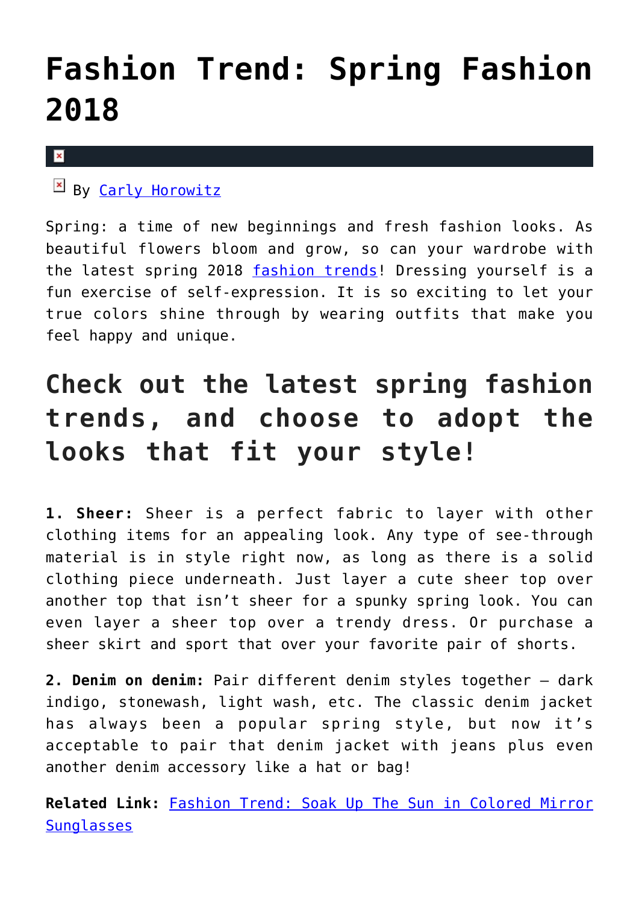# Fashion Trend: Spring Fashion 2018

By Carly Horowitz

Spring: a time of new beginnings and fresh fashion looks. As beautiful flowers bloom and grow, so can your wardrobe with the latest spring 2018 fashion trends! Dressing yourself is a fun exercise of self-expression. It is so exciting to let your true colors shine through by wearing outfits that make you feel happy and unique.

## Check out the latest spring fashion trends, and choose to adopt the looks that fit your style!

**1. Sheer:** Sheer is a perfect fabric to layer with other clothing items for an appealing look. Any type of see-through material is in style right now, as long as there is a solid clothing piece underneath. Just layer a cute sheer top over another top that isn't sheer for a spunky spring look. You can even layer a sheer top over a trendy dress. Or purchase a sheer skirt and sport that over your favorite pair of shorts.

**2. Denim on denim:** Pair different denim styles together – dark indigo, stonewash, light wash, etc. The classic denim jacket has always been a popular spring style, but now it's acceptable to pair that denim jacket with jeans plus even another denim accessory like a hat or bag!

**Related Link:** Fashion Trend: Soak Up The Sun in Colored Mirror Sunglasses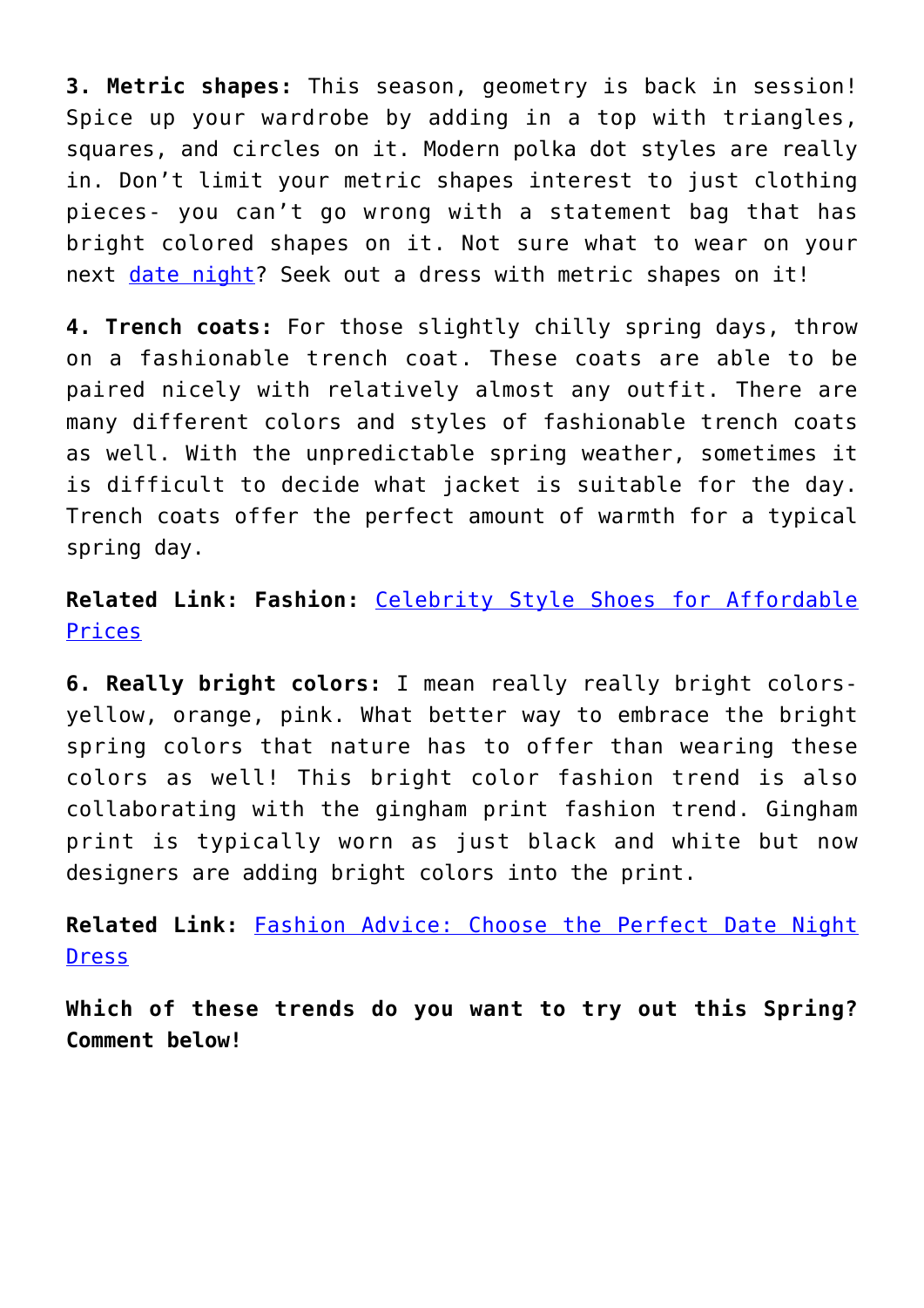**3. Metric shapes:** This season, geometry is back in session! Spice up your wardrobe by adding in a top with triangles, squares, and circles on it. Modern polka dot styles are really in. Don't limit your metric shapes interest to just clothing pieces- you can't go wrong with a statement bag that has bright colored shapes on it. Not sure what to wear on your next date night? Seek out a dress with metric shapes on it!

**4. Trench coats:** For those slightly chilly spring days, throw on a fashionable trench coat. These coats are able to be paired nicely with relatively almost any outfit. There are many different colors and styles of fashionable trench coats as well. With the unpredictable spring weather, sometimes it is difficult to decide what jacket is suitable for the day. Trench coats offer the perfect amount of warmth for a typical spring day.

**Related Link: Fashion:** Celebrity Style Shoes for Affordable Prices

**6. Really bright colors:** I mean really really bright colors- yellow, orange, pink. What better way to embrace the bright spring colors that nature has to offer than wearing these colors as well! This bright color fashion trend is also collaborating with the gingham print fashion trend. Gingham print is typically worn as just black and white but now designers are adding bright colors into the print.

**Related Link:** Fashion Advice: Choose the Perfect Date Night Dress

**Which of these trends do you want to try out this Spring? Comment below!**